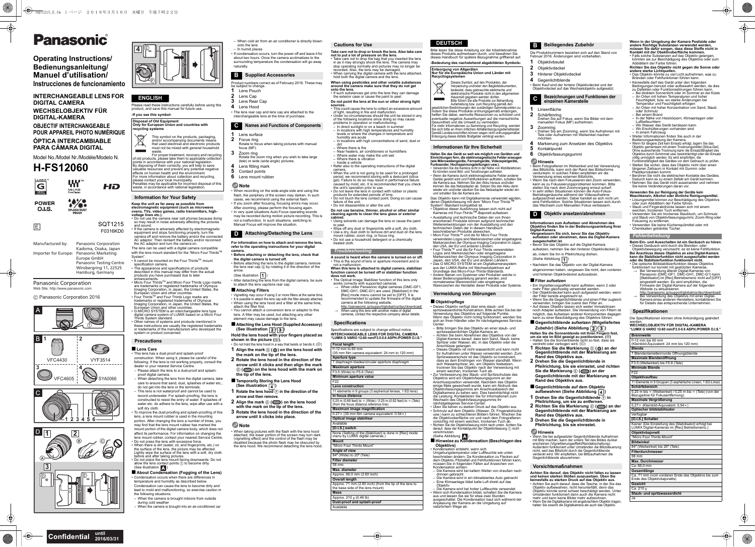# Panasonic

## Operating Instructions/ Bedienungsanleitung/ Manuel d'utilisation/ Instrucciones de funcionamiento

**INTERCHANGEABLE LENS FOR DIGITAL CAMERA**
**WECHSELOBJEKTIV FÜR DIGITAL-KAMERA**
**OBJECTIF INTERCHANGEABLE POUR APPAREIL PHOTO NUMÉRIQUE**
**ÓPTICA INTERCAMBIABLE PARA CÁMARA DIGITAL**

Model No./Model Nr./Modèle/Modelo N.

# H-FS12060

POWER O.I.S.

SQT1215
F0316KD0

Manufactured by: Panasonic Corporation
Kadoma, Osaka, Japan
Importer for Europe: Panasonic Marketing Europe GmbH
Panasonic Testing Centre
Winsbergring 11, 22525 Hamburg, Germany

Panasonic Corporation
Web Site: http://www.panasonic.com

© Panasonic Corporation 2016

A

B 1 VFC4430 2 VYF3514 3 VFC4605 4 SYA0066

C 1 2 3 4 5 6

D

## ENGLISH

Please read these instructions carefully before using this product, and save this manual for future use.

**-If you see this symbol-**

**Disposal of Old Equipment**
**Only for European Union and countries with recycling systems**

This symbol on the products, packaging, and/or accompanying documents means that used electrical and electronic products must not be mixed with general household waste.
For proper treatment, recovery and recycling of old products, please take them to applicable collection points in accordance with your national legislation.
By disposing of them correctly, you will help to save valuable resources and prevent any potential negative effects on human health and the environment.
For more information about collection and recycling, please contact your local municipality.
Penalties may be applicable for incorrect disposal of this waste, in accordance with national legislation.

### Information for Your Safety

**Keep the unit as far away as possible from electromagnetic equipment (such as microwave ovens, TVs, video games, radio transmitters, high-voltage lines etc.).**
- Do not use the camera near cell phones because doing so may result in noise adversely affecting the pictures and sound.
- If the camera is adversely affected by electromagnetic equipment and stops functioning properly, turn the camera off and remove the battery and/or the connected AC adaptor. Then reinsert the battery and/or reconnect the AC adaptor and turn the camera on.

The lens can be used with a digital camera compatible with the lens mount standard for the "Micro Four Thirds™ System".
- It cannot be mounted on the Four Thirds™ mount specification camera.
- The appearance and specifications of products described in this manual may differ from the actual products you have purchased due to later enhancements.
- Micro Four Thirds™ and Micro Four Thirds Logo marks are trademarks or registered trademarks of Olympus Imaging Corporation, in Japan, the United States, the European Union and other countries.
- Four Thirds™ and Four Thirds Logo marks are trademarks or registered trademarks of Olympus Imaging Corporation, in Japan, the United States, the European Union and other countries.
- G MICRO SYSTEM is an interchangeable lens type digital camera system of LUMIX based on a Micro Four Thirds System standard.
- Other names of systems and products mentioned in these instructions are usually the registered trademarks or trademarks of the manufacturers who developed the system or product concerned.

### Precautions

#### ■ Lens Care
- This lens has a dust-proof and splash-proof construction. When using it, please be careful of the following. If the lens is not working properly, consult the dealer or your nearest Service Centre.
  - Please attach the lens to a dust-proof and splash-proof digital camera.
  - When detaching the lens from the digital camera, take care to ensure that sand, dust, splashes of water etc., do not get into the lens or the terminals.
  - This lens is not waterproof and cannot be used to prevent the entry of water. If splashes of water etc. do adhere to the lens, wipe after use with a soft dry cloth.
- To improve the dust-proofing and splash-proofing of this lens, a lens mount rubber is used in the mounting portion. After changing the lens a number of times, you may find that the lens mount rubber has marked the mount portion of the digital camera body, which does not affect its performance. For information on changing the lens mount rubber, contact your nearest Service Centre.
- Do not press the lens with excessive force.
- When there is dirt (water, oil, and fingerprints, etc.) on the surface of the lens, the picture may be affected. Lightly wipe the surface of the lens with a soft, dry cloth before and after taking pictures.
- Do not place the lens mount facing downwards. Do not allow the lens contact points ⑤ to become dirty. (See illustration A)

#### ■ About Condensation (Fogging of the Lens)
- Condensation occurs when there are differences in temperature and humidity as described below. Condensation can cause the lens to become dirty and lead to mold and malfunctioning, so exercise caution in the following situations:
  - When the camera is brought indoors from outside during cold weather
  - When the camera is brought into an air-conditioned car
  - When cold air from an air conditioner is directly blown onto the lens
  - In humid places
- If condensation occurs, turn the power off and leave it for about two hours. Once the camera acclimatizes to the surrounding temperature the condensation will go away naturally.

### B Supplied Accessories

Product numbers correct as of February 2016. These may be subject to change.

1 Lens Pouch
2 Lens Cap
3 Lens Rear Cap
4 Lens Hood

- The lens rear cap and lens cap are attached to the interchangeable lens at the time of purchase.

### C Names and Functions of Components

1 Lens surface
2 Focus ring
Rotate to focus when taking pictures with manual focus (MF).
3 Zoom ring
Rotate the zoom ring when you wish to take large (tele) or wide (wide angle) pictures.
4 Lens fitting mark
5 Contact points
6 Lens mount rubber

#### Note
- When recording on the wide-angle side and using the flash, the periphery of the screen may darken. In such cases, we recommend using the external flash.
- If you zoom after focusing, focusing errors may occur. After zooming, please re-perform the focusing again.
- In very quiet situations Auto Focus operating sounds may be recorded during motion picture recording. This is not a malfunction. In such situations, switching to Manual Focus will improve the situation.

### D Attaching/Detaching the Lens

**For information on how to attach and remove the lens, refer to the operating instructions for your digital camera.**
- **Before attaching or detaching the lens, check that the digital camera is turned off.**
- Before attaching the lens to the digital camera, remove the lens rear cap Ⓐ by rotating it in the direction of the arrow.
(See illustration 1)
- After detaching the lens from the digital camera, be sure to attach the lens cap/lens rear cap.

#### ■ Attaching Filters
- Vignetting may occur if using 2 or more filters at the same time.
- It is possible to attach the lens cap with the filter already attached.
- When using the lens hood and a filter at the same time, attach the filter first.
- You cannot attach a conversion lens or adaptor to this lens. A filter may be used, but attaching any other element may cause damage to the lens.

#### ■ Attaching the Lens Hood (Supplied Accessory) (See illustration 2 / 3)

**Hold the lens hood with your fingers placed as shown in the picture (Ⓑ).**
- Do not hold the lens hood in a way that twists or bends it. (Ⓒ)

**1 Align the mark Ⓓ (●) on the lens hood with the mark on the tip of the lens.**
**2 Rotate the lens hood in the direction of the arrow until it clicks and then align the mark Ⓔ (▬) on the lens hood with the mark on the tip of the lens.**

#### ■ Temporarily Storing the Lens Hood (See illustration 4)

**1 Rotate the lens hood Ⓕ in the direction of the arrow and then remove.**
**2 Align the mark Ⓔ (▬) on the lens hood with the mark on the tip of the lens.**
**3 Rotate the lens hood in the direction of the arrow until it clicks into place.**

#### Note
- When taking pictures with the flash with the lens hood attached, the lower portion of the screen may turn dark (vignetting effect) and the control of the flash may be disabled because the photo flash may be obscured by the lens hood. We recommend detaching the lens hood.

### Cautions for Use

**Take care not to drop or knock the lens. Also take care not to put a lot of pressure on the lens.**
- Take care not to drop the bag that you inserted the lens in as it may strongly shock the lens. The camera may stop operating normally and pictures may no longer be recorded. Also, the lens may be damaged.
- When carrying the digital camera with the lens attached, hold both the digital camera and the lens.

**When using pesticides and other volatile substances around the camera make sure that they do not get onto the lens.**
- If such substances get onto the lens they can damage the exterior case or cause the paint to peel.

**Do not point the lens at the sun or other strong light sources.**
- This could cause the lens to collect an excessive amount of light, resulting in fire and malfunction.
- Under no circumstances should the unit be stored in any of the following locations since doing so may cause problems in operation or malfunctioning.
  - In direct sunlight or on a beach in summer
  - In locations with high temperatures and humidity levels or where the changes in temperature and humidity are acute
  - In locations with high concentrations of sand, dust or dirt
  - Where there is fire
  - Near heaters, air conditioners or humidifiers
  - Where water may make the unit wet
  - Where there is vibration
  - Inside a vehicle
- Refer also to the operating instructions of the digital camera.
- When the unit is not going to be used for a prolonged period, we recommend storing with a desiccant (silica gel). Failure to do so may result in performance failure caused by mold, etc. It is recommended that you check the unit's operation prior to use.
- Do not leave the lens in contact with rubber or plastic products for extended periods of time.
- Do not touch the lens contact point. Doing so can cause failure of the unit.
- Do not disassemble or alter the unit.

**Do not use benzine, thinner, alcohol or other similar cleaning agents to clean the lens glass or exterior cabinet.**
- Using solvents can damage the lens or cause the paint to peel.
- Wipe off any dust or fingerprints with a soft, dry cloth.
- Use a dry dust cloth to remove dirt and dust on the lens mount rubber, zoom ring, or focus ring.
- Do not use a household detergent or a chemically treated cloth.

### Troubleshooting

**A sound is heard when the camera is turned on or off.**
- This is the sound of lens or aperture movement and is not a malfunction.

**When this lens is attached to digital camera, stabilizer function cannot be turned off or stabilizer function does not work.**
- The Optical Image Stabilizer function of this lens only works correctly with supported cameras.
  → When older Panasonic digital cameras (DMC-GF1, DMC-GH1, DMC-G1) are used, [Stabilizer] in the [Rec] mode menu cannot be set to [OFF]. It is recommended to update the firmware of the digital camera at the following website.
  http://panasonic.jp/support/global/cs/dsc/download/
  → When using this lens with another make of digital cameras, contact the respective company about details.

### Specifications

Specifications are subject to change without notice.
**INTERCHANGEABLE LENS FOR DIGITAL CAMERA "LUMIX G VARIO 12-60 mm/F3.5-5.6 ASPH./POWER O.I.S."**

| Focal length |
|---|
| f=12 mm to 60 mm (35 mm film camera equivalent: 24 mm to 120 mm) |
| **Aperture type** |
| 7 diaphragm blades/circular aperture diaphragm |
| **Maximum aperture** |
| F3.5 (Wide) to F5.6 (Tele) |
| **Minimum aperture value** |
| F22 |
| **Lens construction** |
| 11 elements in 9 groups (3 aspherical lenses, 1 ED lens) |
| **In focus distance** |
| 0.20 m (0.66 feet) to ∞ (Wide) / 0.25 m (0.82 feet) to ∞ (Tele) (from the focus distance reference line) |
| **Maximum image magnification** |
| 0.27× (35 mm film camera equivalent: 0.54×) |
| **Optical image stabiliser** |
| Available |
| **[O.I.S.] switch** |
| None (Setting of the [Stabilizer] is done in [Rec] mode menu by LUMIX digital cameras.) |
| **Mount** |
| "Micro Four Thirds Mount" |
| **Angle of view** |
| 84° (Wide) to 20° (Tele) |
| **Filter diameter** |
| 58 mm |
| **Max. diameter** |
| Approx. 66.0 mm (2.60 inch) |
| **Overall length** |
| Approx. 71 mm (2.80 inch) (from the tip of the lens to the base side of the lens mount) |
| **Mass** |
| Approx. 210 g (0.46 lb) |
| **Dust-proof and splash-proof** |
| Available |

## DEUTSCH

Bitte lesen Sie diese Anleitung vor der Inbetriebnahme dieses Produkts aufmerksam durch, und bewahren Sie dieses Handbuch für spätere Bezugnahme griffbereit auf.

**-Bedeutung des nachstehend abgebildeten Symbols-**

**Entsorgung von Altgeräten**
**Nur für die Europäische Union und Länder mit Recyclingsystemen**

Dieses Symbol, auf den Produkten, der Verpackung und/oder den Begleitdokumenten, bedeutet, dass gebrauchte elektrische und elektronische Produkte nicht in den allgemeinen Hausmüll gegeben werden dürfen.
Bitte führen Sie alte Produkte zur Behandlung, Aufarbeitung bzw. zum Recycling gemäß den gesetzlichen Bestimmungen den zuständigen Sammelpunkten zu.
Indem Sie diese Produkte ordnungsgemäß entsorgen, helfen Sie dabei, wertvolle Ressourcen zu schützen und eventuelle negative Auswirkungen auf die menschliche Gesundheit und die Umwelt zu vermeiden.
Für mehr Informationen zu Sammlung und Recycling, wenden Sie sich bitte an Ihren örtlichen Abfallentsorgungsdienstleister.
Gemäß Landesvorschriften können wegen nicht ordnungsgemäßer Entsorgung dieses Abfalls Strafgelder verhängt werden.

### Informationen für Ihre Sicherheit

**Halten Sie das Gerät so weit wie möglich von Geräten und Einrichtungen fern, die elektromagnetische Felder erzeugen (wie Mikrowellengeräte, Fernsehgeräte, Videospielgeräte, Funksender, Hochspannungsleitungen usw.).**
- Verwenden Sie die Kamera nicht in der Nähe von Mobiltelefonen. Es können sonst Bild- und Tonstörungen auftreten.
- Wenn die Kamera durch elektromagnetische Felder anderer Geräte gestört wird und Fehlfunktionen auftreten, schalten Sie die Kamera aus. Nehmen Sie den Akku heraus und/oder trennen Sie das Netzadapter ab. Setzen Sie den Akku dann wieder ein und/oder stecken Sie das Netzadapter wieder ein und schalten Sie die Kamera ein.

Das Objektiv kann mit Digitalkameras verwendet werden, deren Objektivfassung mit dem "Micro Four Thirds™ System"-Standard kompatibel ist.
- Objektive dieser Ausführung lassen sich nicht auf Kameras mit Four-Thirds™-Bajonett aufsetzen.
- Ausstattung und technische Daten der von Ihnen erworbenen Produkte können aufgrund technischer Weiterentwicklungen von den in dieser Anleitung beschriebenen Produkte abweichen.
- Micro Four Thirds™ und die für Micro Four Thirds verwendeten Logos sind Marken oder eingetragene Markenzeichen der Olympus Imaging Corporation in Japan, den USA, der EU und anderen Ländern.
- Four Thirds™ und die für Four Thirds verwendeten Logos sind Marken oder eingetragene Markenzeichen der Olympus Imaging Corporation in Japan, den USA, der EU und anderen Ländern.
- Das G MICRO SYSTEM ist ein Digitalkamerasystem aus der LUMIX-Reihe mit Wechselobjektiven auf Grundlage des Micro-Four-Thirds-Standards.
- Andere Namen von Systemen oder Produkten werden in dieser Bedienungsanleitung genannt werden, sind normalerweise Warenzeichen oder eingetragene Warenzeichen der Hersteller dieser Produkte oder Systeme.

### Vermeidung von Störungen

#### ■ Objektivpflege
- Dieses Objektiv verfügt über eine staub- und spritzwassergeschützte Konstruktion. Bitte achten Sie bei der Verwendung des Objektivs auf folgende Punkte. Wenn das Objektiv nicht richtig funktioniert, wenden Sie sich an Ihren Händler oder an Ihr nächstgelegenes Service-Center.
  - Bitte bringen Sie das Objektiv an einer staub- und spritzwassergeschützten Digital-Kamera an.
  - Achten Sie beim Abnehmen des Objektivs von der Digital-Kamera darauf, dass kein Sand, Staub, keine Spritzer oder Wasser usw. in das Objektiv oder die Anschlüsse gelangen.
  - Dieses Objektiv ist nicht wasserdicht und kann nicht für Aufnahmen unter Wasser verwendet werden. Zum Spritzwasserschutz ist das Objektiv so konstruiert, dass es dem Eindringen von Wasser standhält. Wenn sich Wasserspritzer, etc. am Objektiv festsetzen, trocknen Sie das Objektiv nach der Verwendung mit einem weichen, trockenen Tuch ab.
- Zur Verbesserung des Staub- und Spritzschutzes des Objektivs wird ein Objektivfassungsgummi an der Anschlussposition verwendet. Nachdem das Objektiv einige Male gewechselt wurde, kann ein Abdruck des Objektivfassungsgummis am Anschlussbereich der Digitalkamera zu sehen sein. Dies beeinträchtigt nicht die Leistung. Kontaktieren Sie für Informationen zum Wechseln des Objektivfassungsgummis Ihr nächstgelegenes Service-Center.
- Üben Sie keinen zu starken Druck auf das Objektiv aus.
- Schmutz auf dem Objektiv (Wasser, Öl, Fingerabdrücke usw.) kann zu schlechteren Bildern führen. Wischen Sie die Objektivoberfläche vor und nach dem Fotografieren vorsichtig mit einem weichen, trockenen Tuch ab.
- Richten Sie die Objektivfassung nicht nach unten. Achten Sie darauf, dass der Kontaktpunkt der Objektivfassung ⑤ nicht verschmutzen.
(Siehe Abbildung A)

#### ■ Hinweise zu Kondensation (Beschlagen des Objektivs)
- Kondensation entsteht, wenn sich Umgebungstemperatur oder Luftfeuchte wie unten beschrieben ändern. Die Kondensation zu Flecken auf dem Objektiv, Pilzbefall und Fehlfunktionen führen kann, müssen Sie in folgenden Fällen auf Anzeichen von Kondensation achten:
  - Die Kamera wird bei kaltem Wetter von draußen nach drinnen gebracht
  - Die Kamera wird in ein klimatisiertes Auto gebracht
  - Eine Klimaanlage bläst kalte Luft direkt auf das Objektiv
  - Die Kamera wird bei hoher Luftfeuchte verwendet
- Wenn sich Kondensation bildet, schalten Sie die Kamera aus und lassen Sie sie für etwa zwei Stunden ausgeschaltet. Die Kondensation baut sich während der Anpassung der Kamera an die Umgebung auf natürlichem Wege ab.

### B Beiliegendes Zubehör

Die Produktnummern beziehen sich auf den Stand von Februar 2016. Änderungen sind vorbehalten.

1 Objektivbeutel
2 Objektivdeckel
3 Hinterer Objektivdeckel
4 Gegenlichtblende

- Beim Kauf sind der hintere Objektivdeckel und der Objektivdeckel auf das Wechselobjektiv aufgesetzt.

### C Bezeichnungen und Funktionen der einzelnen Kamerateile

1 Linsenfläche
2 Schärfenring
Drehen Sie auf Fokus, wenn Sie Bilder mit dem manuellen Fokus (MF) aufnehmen.
3 Zoomring
- Drehen Sie am Zoomring, wenn Sie Aufnahmen mit Tele oder Aufnahmen mit Weitwinkel machen möchten.
4 Markierung zum Ansetzen des Objektivs
5 Kontaktpunkt
6 Objektivfassungsgummi

#### Hinweis
- Beim Fotografieren im Weitwinkel und bei Verwendung des Blitzlichts, kann sich der Rand des Bildschirms verdunkeln. In solchen Fällen empfehlen wir die Verwendung eines externen Blitzlichts.
- Wenn Sie nach dem Fokussieren den Zoom verwenden, kann es zu Fokussierungsproblemen kommen. Bitte stellen Sie nach dem Zoomen erneut scharf.
- In sehr stillen Situationen können die Auto-Fokus-Betriebsgeräusche während der Videoaufnahme aufgezeichnet werden. Dabei handelt es sich nicht um eine Fehlfunktion. Solche Situationen lassen sich durch das Wechseln zum Manuellen Fokus verbessern.

### D Objektiv ansetzen/abnehmen

**Informationen zum Aufsetzen und Abnehmen des Objektivs finden Sie in der Bedienungsanleitung Ihrer Digital-Kamera.**
- **Vergewissern Sie sich, bevor Sie das Objektiv aufsetzen oder abnehmen, dass die Digital-Kamera ausgeschaltet ist.**
- Bevor Sie das Objektiv auf die Digital-Kamera aufsetzen, nehmen Sie den hinteren Objektivdeckel Ⓐ ab, indem Sie ihn in Pfeilrichtung drehen.
(Siehe Abbildung 1)
- Nachdem Sie das Objektiv von der Digital-Kamera abgenommen haben, vergessen Sie nicht, den vorderen und hinteren Objektivdeckel aufzusetzen.

#### ■ Filter aufsetzen
- Ein Vignettierungseffekt kann auftreten, wenn 2 oder mehr Filter gleichzeitig verwendet werden.
- Der Objektivdeckel kann auch aufgesetzt werden, wenn der Filter bereits angebracht ist.
- Wenn Sie die Gegenlichtblende und einen Filter zugleich verwenden, bringen Sie zuerst den Filter an.
- Auf dieses Objektiv lassen sich weder Vorsatzlinsen noch Adapter aufsetzen. Die Verwendung von Filtern ist möglich, das Aufsetzen anderer Komponenten dagegen kann zu einer Beschädigung des Objektivs führen.

#### ■ Gegenlichtblende aufsetzen (Mitgeliefertes Zubehör) (Siehe Abbildung 2 / 3)

**Halten Sie die Sonnenblende mit Ihren Fingern fest, um sie wie im Bild gezeigt zu positionieren. (Ⓑ)**
- Halten Sie die Sonnenblende nicht so fest, dass sie verdreht oder verbogen wird. (Ⓒ)

**1 Richten Sie die Markierung Ⓓ (●) an der Gegenlichtblende mit der Markierung am Rand des Objektivs aus.**
**2 Drehen Sie die Gegenlichtblende in Pfeilrichtung, bis sie einrastet, und richten Sie die Markierung Ⓔ (▬) an der Gegenlichtblende mit der Markierung am Rand des Objektivs aus.**

#### ■ Gegenlichtblende auf dem Objektiv aufbewahren (Siehe Abbildung 4)

**1 Drehen Sie die Gegenlichtblende Ⓕ in Pfeilrichtung, um sie zu entfernen.**
**2 Richten Sie die Markierung Ⓔ (▬) an der Gegenlichtblende mit der Markierung am Rand des Objektivs aus.**
**3 Drehen Sie die Gegenlichtblende in Pfeilrichtung, bis sie einrastet.**

#### Hinweis
- Wenn Sie bei aufgesetzter Gegenlichtblende Aufnahmen mit Blitz machen, kann der untere Teil des Bildes dunkel erscheinen (Vignettierungseffekt/Randabschattung). Außerdem funktioniert unter Umständen die Blitzsteuerung nicht, weil das Blitzlicht durch die Gegenlichtblende verdeckt wird. Wir empfehlen, bei Blitzaufnahmen die Gegenlichtblende abzunehmen.

### Vorsichtsmaßnahmen

**Achten Sie darauf, das Objektiv nicht fallen zu lassen und keinen Stößen auszusetzen. Üben Sie keinesfalls zu starken Druck auf das Objektiv aus.**
- Achten Sie auch darauf, dass die Tasche, in der Sie das Objektiv aufbewahren, nicht herunterfällt, denn das Objektiv könnte sonst schwer beschädigt werden. Unter Umständen funktioniert dann auch die Kamera nicht mehr und kann keine Bilder mehr aufnehmen.
- Wenn Sie die Digitalkamera mit angebrachtem Objektiv tragen, halten Sie sowohl die Digitalkamera als auch das Objektiv.

**Wenn in der Umgebung der Kamera Pestizide oder andere flüchtige Substanzen verwendet werden, müssen Sie dafür sorgen, dass diese Stoffe nicht in Kontakt mit der Objektivoberfläche kommen.**
- Falls solche Substanzen auf das Objektiv gelangen, könnten sie zur Beschädigung des Objektivs oder zum Abblättern der Farbe führen.

**Richten Sie das Objektiv nicht gegen die Sonne oder andere starke Lichtquellen.**
- Das Objektiv könnte zu viel Licht aufnehmen, was zu Bränden oder Fehlfunktionen führen kann.
- Keinesfalls darf das Gerät unter den folgenden Bedingungen benutzt oder aufbewahrt werden, da dies zu Defekten oder Funktionsstörungen führen kann.
  - Bei direktem Sonnenlicht oder im Sommer an der Küste
  - An Orten mit hoher Temperaturen und hoher Feuchtigkeit, bzw. wo starke Änderungen bei Temperatur und Feuchtigkeit erfolgen
  - An Orten mit hoher Konzentration von Sand, Staub oder Schmutz
  - Bei einem Brand
  - In der Nähe von Heizkörpern, Klimaanlagen oder Luftbefeuchtern
  - Wo Wasser das Gerät benässen kann
  - Wo Erschütterungen vorhanden sind
  - In einem Fahrzeug
- Weiter Informationen finden Sie auch in der Bedienungsanleitung der Kamera.
- Wenn für längere Zeit kein Einsatz erfolgt, lagern Sie das Objektiv gemeinsam mit einem Trockenmittel (Silica-Gel). Ohne ausreichende Trocknung kann die Einsatzfähigkeit des Objektivs durch Schimmel usw. beeinträchtigt oder der Einsatz völlig unmöglich werden. Es wird empfohlen, die Funktionsfähigkeit des Geräts vor dem Gebrauch zu prüfen.
- Stellen Sie sicher, dass das Objektiv nicht über einen längeren Zeitraum in Kontakt mit Gummi- oder Plastikprodukten kommt.
- Berühren Sie nicht die elektrischen Kontakte des Gerätes. Dadurch kann es zu einem Defekt am Gerät kommen.
- Nehmen Sie das Gerät nicht auseinander und nehmen Sie keine Veränderungen daran vor.

**Verwenden Sie zur Reinigung der Geräte kein Waschbenzin, Alkohol oder ähnliche Reinigungsmittel.**
- Lösungsmittel können zur Beschädigung des Objektivs oder zum Abblättern der Farbe führen.
- Staub und Fingerabdrücke lassen sich mit einem weichen, trockenen Tuch entfernen.
- Verwenden Sie ein trockenes Staubtuch, um Schmutz und Staub von Objektivfassungsgummi, Zoom-Ring oder Fokusring zu entfernen.
- Verwenden Sie keine Küchenspülmittel oder mit Chemikalien getränkte Tücher.

### Fehlerbehebung

**Beim Ein- und Ausschalten ist ein Geräusch zu hören.**
- Dieses Geräusch wird durch die Blenden- oder Objektivbewegung verursacht; es ist keine Fehlfunktion.

**Bei Anschluss dieses Objektivs an eine Digital-Kamera kann die Stabilisierfunktion nicht ausgeschaltet werden oder die Stabilisierfunktion funktioniert nicht.**
- Die optische Bildstabilisierfunktion dieses Objektivs funktioniert nur korrekt mit gestützten Kameras.
  → Bei Verwendung älterer Digital-Kameras von Panasonic (DMC-GF1, DMC-GH1, DMC-G1) kann [Stabilisator] im [Rec] Betriebsmenü nicht auf [OFF] eingestellt werden. Es wird empfohlen, die Firmware der Digital-Kamera auf der folgenden Website zu aktualisieren.
  http://panasonic.jp/support/global/cs/dsc/download/
  → Bei Verwendung des Objektivs mit einer Digital-Kamera eines anderen Herstellers, kontaktieren Sie für Details das entsprechende Unternehmen.

### Spezifikationen

Die Spezifikationen können ohne Ankündigung geändert werden.
**WECHSELOBJEKTIV FÜR DIGITAL-KAMERA "LUMIX G VARIO 12-60 mm/F3.5-5.6 ASPH./POWER O.I.S."**

| Brennweite |
|---|
| f=12 mm bis 60 mm (Kleinbild-Äquivalent: 24 mm bis 120 mm) |
| **Blende** |
| 7 Blendenlamellen/runde Öffnungsblende |
| **Maximale Blendenöffnung** |
| F3.5 (Weitwinkel) bis F5.6 (Tele) |
| **Minimale Blende** |
| F22 |
| **Objektivaufbau** |
| 11 Elemente in 9 Gruppen (3 asphärische Linsen, 1 ED-Linse) |
| **Schärfebereich** |
| 0,20 m bis ∞ (Weitwinkel) / 0,25 m bis ∞ (Tele) (von der Bezugslinie für Fokusentfernung) |
| **Maximale Vergrößerung** |
| 0,27× (Kleinbild-Äquivalent: 0,54×) |
| **Optischer bildstabilisator** |
| Verfügbar |
| **[O.I.S.] Schalter** |
| Keiner (Die Einstellung des [Stabilisator] erfolgt bei LUMIX Digital-Kameras im [Rec] Betriebsmenü.) |
| **Objektivbajonett** |
| "Micro Four Thirds Mount" |
| **Bildwinkel** |
| 84° (Weitwinkel) bis 20° (Tele) |
| **Filterdurchmesser** |
| 58 mm |
| **Max. Durchmesser** |
| Ca. 66,0 mm |
| **Gesamtlänge** |
| Ca. 71 mm (vom vorderen Ende des Objektivs bis zum Ende des Objektivbajonetts) |
| **Gewicht** |
| Ca. 210 g |
| **Staub- und spritzwasserdicht** |
| Ja |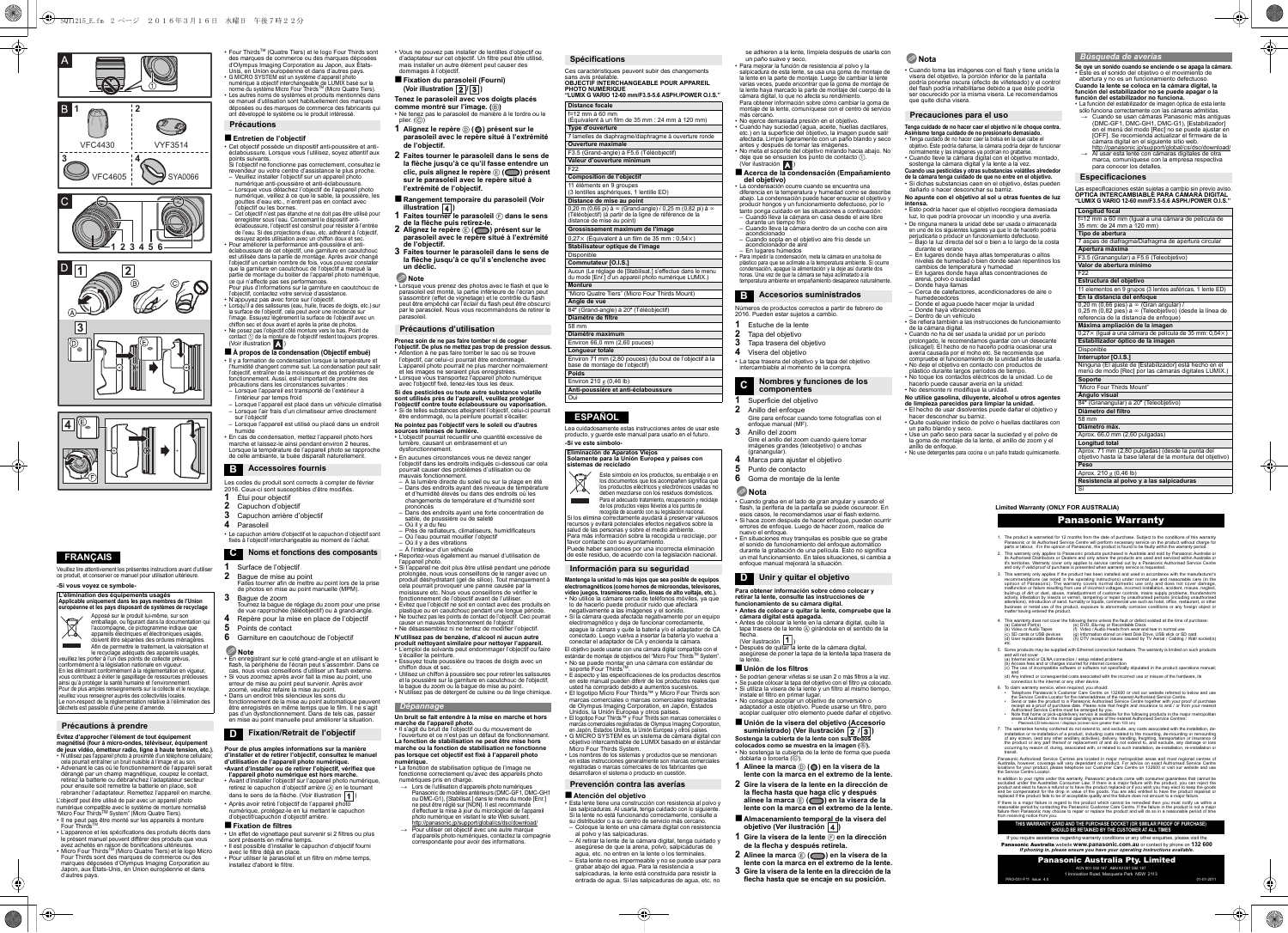A

B 1 2

VFC4430 VYF3514

3 4

VFC4605 SYA0066

C

1 2 3 4 5 6

D 1 2

3

4

# FRANÇAIS

Veuillez lire attentivement les présentes instructions avant d'utiliser ce produit, et conserver ce manuel pour utilisation ultérieure.

**-Si vous voyez ce symbole-**

**L'élimination des équipements usagés**
**Applicable uniquement dans les pays membres de l'Union européenne et les pays disposant de systèmes de recyclage**

Apposé sur le produit lui-même, sur son emballage, ou figurant dans la documentation qui l'accompagne, ce pictogramme indique que appareils électriques et électroniques usagés, doivent être séparés des ordures ménagères. Afin de permettre le traitement, la valorisation et le recyclage adéquats des appareils usagés, veuillez les porter à l'un des points de collecte prévus, conformément à la législation nationale en vigueur.
En les éliminant conformément à la réglementation en vigueur, vous contribuez à éviter le gaspillage de ressources précieuses ainsi qu'à protéger la santé humaine et l'environnement.
Pour de plus amples renseignements sur la collecte et le recyclage, veuillez vous renseigner auprès des collectivités locales.
Le non-respect de la réglementation relative à l'élimination des déchets est passible d'une peine d'amende.

## Précautions à prendre

**Évitez d'approcher l'élément de tout équipement magnétique (four à micro-ondes, téléviseur, équipement de jeux vidéo, émetteur radio, ligne à haute tension, etc.).**

- N'utilisez pas l'appareil photo à proximité d'un téléphone cellulaire; cela pourrait entraîner un bruit nuisible à l'image et au son.
- Advenant le cas où le fonctionnement de l'appareil serait dérangé par un champ magnétique, coupez le contact, retirez la batterie ou débranchez l'adaptateur secteur pour ensuite seil remettre la batterie en place, soit rebrancher l'adaptateur. Remettez l'appareil en marche.

L'objectif peut être utilisé de pair avec un appareil photo numérique compatible avec le système de monture normalisé "Micro Four Thirds™ System" (Micro Quatre Tiers).

- Il ne peut pas être monté sur les appareils à monture Four Thirds™.
- L'apparence et les spécifications des produits décrits dans le présent manuel peuvent différer des produits que vous avez achetés en raison de bonifications ultérieures.
- Micro Four Thirds™ (Micro Quatre Tiers) et le logo Micro Four Thirds sont des marques de commerce ou des marques déposées d'Olympus Imaging Corporation au Japon, aux États-Unis, en Union européenne et dans d'autres pays.
- Four Thirds™ (Quatre Tiers) et le logo Four Thirds sont des marques de commerce ou des marques déposées d'Olympus Imaging Corporation au Japon, aux États-Unis, en Union européenne et dans d'autres pays.
- G MICRO SYSTEM est un système d'appareil photo numérique à objectif interchangeable de LUMIX basé sur la norme du système Micro Four Thirds™ (Micro Quatre Tiers).
- Les autres noms de systèmes et produits mentionnés dans ce manuel d'utilisation sont habituellement des marques déposées ou des marques de commerce des fabricants qui ont développé le système ou le produit intéressé.

## Précautions

### Entretien de l'objectif

- Cet objectif possède un dispositif anti-poussière et anti-éclaboussure. Lorsque vous l'utilisez, soyez attentif aux points suivants.
  Si l'objectif ne fonctionne pas correctement, consultez le revendeur ou votre centre d'assistance le plus proche.
  – Veuillez installer l'objectif sur un appareil photo numérique anti-poussière et anti-éclaboussure.
  – Lorsque vous détachez l'objectif de l'appareil photo numérique, veillez à ce que le sable, la poussière, les gouttes d'eau etc., n'entrent pas en contact avec l'objectif ou les bornes.
  – Cet objectif n'est pas étanche et ne doit pas être utilisé pour enregistrer sous l'eau. Concernant le dispositif anti-éclaboussure, l'objectif est construit pour résister à l'entrée de l'eau. Si des projections d'eau, etc. adhèrent à l'objectif, essuyez après utilisation avec un chiffon doux et sec.
- Pour améliorer la performance anti-poussière et anti-éclaboussure de cet objectif, une garniture en caoutchouc est utilisée dans la partie de montage. Après avoir changé l'objectif un certain nombre de fois, vous pouvez constater que la garniture en caoutchouc de l'objectif a marqué la partie de montage du boîtier de l'appareil photo numérique, ce qui n'affecte pas ses performances.
  Pour plus d'informations sur la garniture en caoutchouc de l'objectif, contactez votre centre d'assistance.
- N'appuyez pas avec force sur l'objectif.
- Lorsqu'il a des salissures (eau, huile, traces de doigts, etc.) sur la surface de l'objectif, cela peut avoir une incidence sur l'image. Essuyez légèrement la surface de l'objectif avec un chiffon sec et doux avant et après la prise de photos.
- Ne posez pas l'objectif côté monture vers le bas. Point de contact Ⓐ de la monture de l'objectif restent toujours propres. (Voir illustration A)

### À propos de la condensation (Objectif embué)

- Il y a formation de condensation lorsque la température et l'humidité changent comme suit. La condensation peut salir l'objectif, entraîner de la moisissure et des problèmes de fonctionnement. Aussi, est-il important de prendre des précautions dans les circonstances suivantes :
  – Lorsque l'appareil est transporté de l'extérieur à l'intérieur par temps froid
  – Lorsque l'appareil est placé dans un véhicule climatisé
  – Lorsque l'air frais d'un climatiseur arrive directement sur l'objectif
  – Lorsque l'appareil est utilisé ou placé dans un endroit humide
- En cas de condensation, mettez l'appareil photo hors marche et laissez-le ainsi pendant environ 2 heures. Lorsque la température de l'appareil photo se rapproche de celle ambiante, la buée disparaît naturellement.

## B Accessoires fournis

Les codes du produit sont corrects à compter de février 2016. Ceux-ci sont susceptibles d'être modifiés.

1 Étui pour objectif
2 Capuchon d'objectif
3 Capuchon arrière d'objectif
4 Parasoleil

- Le capuchon arrière d'objectif et le capuchon d'objectif sont fixés à l'objectif interchangeable au moment de l'achat.

## C Noms et fonctions des composants

1 Surface de l'objectif
2 Bague de mise au point
Faites tourner afin de mettre au point lors de la prise de photos en mise au point manuelle (MPM).
3 Bague de zoom
Tournez la bague de réglage du zoom pour une prise de vue rapprochée (téléobjectif) ou à grand-angle.
4 Repère pour la mise en place de l'objectif
5 Points de contact
6 Garniture en caoutchouc de l'objectif

**Note**

- En enregistrant sur le coté grand-angle et en utilisant le flash, la périphérie de l'écran peut s'assombrir. Dans ce cas, nous vous conseillons d'utiliser un flash externe.
- Si vous zoomez après avoir fait la mise au point, une erreur de mise au point peut survenir. Après avoir zoomé, veuillez refaire la mise au point.
- Dans un endroit très silencieux les sons du fonctionnement de la mise au point automatique peuvent être enregistrés en même temps que le film. Il ne s'agit pas d'un dysfonctionnement. Dans de tels cas, passer en mise au point manuelle peut améliorer la situation.

## D Fixation/Retrait de l'objectif

**Pour de plus amples informations sur la manière d'installer et de retirer l'objectif, consultez le manuel d'utilisation de l'appareil photo numérique.**
**•Avant d'installer ou de retirer l'objectif, vérifiez que l'appareil photo numérique est hors marche.**

- Avant d'installer l'objectif sur l'appareil photo numérique, retirez le capuchon d'objectif arrière Ⓐ en le tournant dans le sens de la flèche. (Voir illustration 1)
- Après avoir retiré l'objectif de l'appareil photo numérique, protégez-le en lui mettant le capuchon d'objectif/capuchon d'objectif arrière.

### Fixation de filtres

- Un effet de vignettage peut survenir si 2 filtres ou plus sont placés en même temps.
- Il est possible d'installer le capuchon d'objectif fourni avec le filtre déjà en place.
- Pour utiliser le parasoleil et un filtre en même temps, installez d'abord le filtre.
- Vous ne pouvez pas installer de lentilles d'objectif ou d'adaptateur sur cet objectif. Un filtre peut être utilisé, mais installer un autre élément peut causer des dommages à l'objectif.

### Fixation du parasoleil (Fourni) (Voir illustration 2/3)

**Tenez le parasoleil avec vos doigts placés comme montré sur l'image. (Ⓑ)**

- Ne tenez pas le parasoleil de manière à le tordre ou le plier. (Ⓒ)

**1 Alignez le repère Ⓓ (●) présent sur le parasoleil avec le repère situé à l'extrémité de l'objectif.**
**2 Faites tourner le parasoleil dans le sens de la flèche jusqu'à ce qu'il fasse entendre un clic, puis alignez le repère Ⓔ (▬) présent sur le parasoleil avec le repère situé à l'extrémité de l'objectif.**

### Rangement temporaire du parasoleil (Voir illustration 4)

**1 Faites tourner le parasoleil Ⓕ dans le sens de la flèche puis retirez-le.**
**2 Alignez le repère Ⓔ (▬) présent sur le parasoleil avec le repère situé à l'extrémité de l'objectif.**
**3 Faites tourner le parasoleil dans le sens de la flèche jusqu'à ce qu'il s'enclenche avec un déclic.**

**Note**

- Lorsque vous prenez des photos avec le flash et que le parasoleil est monté, la partie inférieure de l'écran peut s'assombrir (effet de vignettage) et le contrôle du flash peut être empêché car l'éclair du flash peut être obscurci par le parasoleil. Nous vous recommandons de retirer le parasoleil.

## Précautions d'utilisation

**Prenez soin de ne pas faire tomber ni de cogner l'objectif. De plus ne mettez pas trop de pression dessus.**

- Attention à ne pas faire tomber le sac où se trouve l'objectif, car celui-ci pourrait être endommagé. L'appareil photo pourrait ne plus marcher normalement et les images ne seraient plus enregistrées.
- Lorsque vous transportez l'appareil photo numérique avec l'objectif fixé, tenez-les tous les deux.

**Si des pesticides ou toute autre substance volatile sont utilisés près de l'appareil, veuillez protéger l'objectif contre toute éclaboussure ou vaporisation.**

- Si de telles substances atteignent l'objectif, celui-ci pourrait être endommagé, ou la peinture pourrait s'écailler.

**Ne pointez pas l'objectif vers le soleil ou d'autres sources intenses de lumière.**

- L'objectif pourrait recueillir une quantité excessive de lumière, causant un embrasement et un dysfonctionnement.
- En aucunes circonstances vous ne devez ranger l'objectif dans les endroits indiqués ci-dessous car cela pourrait causer des problèmes d'utilisation ou de mauvais fonctionnement.
  – À la lumière directe du soleil ou sur la plage en été
  – Dans des endroits ayant des niveaux de température et d'humidité élevés ou dans des endroits où les changements de température et d'humidité sont prononcés
  – Dans des endroits ayant une forte concentration de sable, de poussière ou de saleté
  – Où il y a du feu
  – Près de radiateurs, climatiseurs, humidificateurs
  – Où l'eau pourrait mouiller l'objectif
  – Où il y a des vibrations
  – À l'intérieur d'un véhicule
- Reportez-vous également au manuel d'utilisation de l'appareil photo.
- Si l'appareil ne doit plus être utilisé pendant une période prolongée, nous vous conseillons de ranger l'objectif avec un produit déshydratant (gel de silice). Tout changement à cela pourrait provoquer une panne causée par la moisissure etc. Nous vous conseillons de vérifier le fonctionnement de l'objectif avant de l'utiliser.
- Évitez que l'objectif ne soit en contact avec des produits en plastique ou en caoutchouc pendant une longue période.
- Ne touchez pas les points de contact de l'objectif. Ceci pourrait causer un mauvais fonctionnement de l'objectif.
- Ne désassemblez ni ne tentez de modifier l'objectif.

**N'utilisez pas de benzène, d'alcool ni aucun autre produit nettoyant similaire pour nettoyer l'appareil.**

- L'emploi de solvants peut endommager l'objectif ou faire s'écailler la peinture.
- Essuyez toute poussière ou traces de doigts avec un chiffon doux et sec.
- N'utilisez un chiffon à poussière sec pour retirer les salissures et la poussière sur la garniture en caoutchouc de l'objectif, la bague du zoom ou la bague de mise au point.
- N'utilisez pas de détergent de cuisine ou de linge chimique.

## Dépannage

**Un bruit se fait entendre à la mise en marche et hors marche de l'appareil photo.**

- Il s'agit du bruit de l'objectif ou du mouvement de l'ouverture et ce n'est pas un défaut de fonctionnement.

**La fonction de stabilisation ne peut être mise hors marche ou la fonction de stabilisation ne fonctionne pas lorsque cet objectif est fixé à l'appareil photo numérique.**

- La fonction de stabilisation optique de l'image ne fonctionne correctement qu'avec des appareils photo numériques pris en charge.
  → Lors de l'utilisation d'appareils photo numériques Panasonic de modèles antérieurs (DMC-GF1, DMC-GH1 ou DMC-G1), [Stabilisat.] dans le menu du mode [Enr.] ne peut être réglé sur [NON]. Il est recommandé d'effectuer la mise à jour du micrologiciel de l'appareil photo numérique en visitant le site Web suivant :
  http://panasonic.jp/support/global/cs/dsc/download/
  → Pour utiliser cet objectif avec une autre marque d'appareils photo numériques, contactez la compagnie correspondante pour avoir des informations.

## Spécifications

Ces caractéristiques peuvent subir des changements sans avis préalable.

**OBJECTIF INTERCHANGEABLE POUR APPAREIL PHOTO NUMÉRIQUE**
**"LUMIX G VARIO 12-60 mm/F3.5-5.6 ASPH./POWER O.I.S."**

| | |
|---|---|
| **Distance focale** | |
| f=12 mm à 60 mm (Équivalent à un film de 35 mm : 24 mm à 120 mm) | |
| **Type d'ouverture** | |
| 7 lamelles de diaphragme/diaphragme à ouverture ronde | |
| **Ouverture maximale** | |
| F3.5 (Grand-angle) à F5.6 (Téléobjectif) | |
| **Valeur d'ouverture minimum** | |
| F22 | |
| **Composition de l'objectif** | |
| 11 éléments en 9 groupes (3 lentilles asphériques, 1 lentille ED) | |
| **Distance de mise au point** | |
| 0,20 m (0,66 pi) à ∞ (Grand-angle) / 0,25 m (0,82 pi) à ∞ (Téléobjectif) (à partir de la ligne de référence de la distance de mise au point) | |
| **Grossissement maximum de l'image** | |
| 0,27× (Équivalent à un film de 35 mm : 0,54×) | |
| **Stabilisateur optique de l'image** | |
| Disponible | |
| **Commutateur [O.I.S.]** | |
| Aucun (Le réglage de [Stabilisat.] s'effectue dans le menu du mode [Enr.] d'un appareil photo numérique LUMIX.) | |
| **Monture** | |
| "Micro Quatre Tiers" (Micro Four Thirds Mount) | |
| **Angle de vue** | |
| 84° (Grand-angle) à 20° (Téléobjectif) | |
| **Diamètre de filtre** | |
| 58 mm | |
| **Diamètre maximum** | |
| Environ 66,0 mm (2,60 pouces) | |
| **Longueur totale** | |
| Environ 71 mm (2,80 pouces) (du bout de l'objectif à la base de montage de l'objectif) | |
| **Poids** | |
| Environ 210 g (0,46 lb) | |
| **Anti-poussière et anti-éclaboussure** | |
| Oui | |

# ESPAÑOL

Lea cuidadosamente estas instrucciones antes de usar este producto, y guarde este manual para usarlo en el futuro.

**-Si ve este símbolo-**

**Eliminación de Aparatos Viejos**
**Solamente para la Unión Europea y países con sistemas de reciclado**

Este símbolo en los productos, su embalaje o en los documentos que los acompañen significa que los productos eléctricos y electrónicos usadas no deben mezclarse con los residuos domésticos. Para el adecuado tratamiento, recuperación y reciclaje de los productos viejos llévelos a los puntos de recogida de acuerdo con su legislación nacional.
Si los elimina correctamente ayudará a preservar valiosos recursos y evitará potenciales efectos negativos sobre la salud de las personas y sobre el medio ambiente.
Para más información sobre la recogida u reciclaje, por favor contacte con su ayuntamiento.
Puede haber sanciones por una incorrecta eliminación de este residuo, de acuerdo con la legislación nacional.

## Información para su seguridad

**Mantenga la unidad lo más lejos que sea posible de equipos electromagnéticos (como hornos de microondas, televisores, video juegos, transmisores radio, líneas de alto voltaje, etc.).**

- No utilice la cámara cerca de teléfonos móviles, ya que lo de hacerlo puede producir ruido que afectaría negativamente a las imágenes y el sonido.
- Si la cámara queda afectada negativamente por un equipo electromagnético y deja de funcionar correctamente, apague la cámara y quite la batería y/o el adaptador de CA conectado. Luego vuelva a insertar la batería y/o vuelva a conectar el adaptador de CA y encienda la cámara.

El objetivo puede usarse con una cámara digital compatible con el estándar de montaje de objetivo del "Micro Four Thirds™ System".

- No se puede montar en una cámara con estándar de soporte Four Thirds™.
- El aspecto y las especificaciones de los productos descritos en esta manual pueden diferir de los productos reales que usted ha comprado debido a aumentos sucesivos.
- El logotipo Micro Four Thirds™ y Micro Four Thirds son marcas comerciales o marcas comerciales registradas de Olympus Imaging Corporation, en Japón, Estados Unidos, la Unión Europea y otros países.
- El logotipo Four Thirds™ y Four Thirds son marcas comerciales o marcas comerciales registradas de Olympus Imaging Corporation, en Japón, Estados Unidos, la Unión Europea y otros países.
- G MICRO SYSTEM es un sistema de cámara digital con objetivo intercambiable de LUMIX basado en el estándar Micro Four Thirds System.
- Los nombres de los sistemas y productos que se mencionan en estas instrucciones generalmente son marcas comerciales registradas o marcas comerciales de los fabricantes que desarrollaron el sistema o producto en cuestión.

## Prevención contra las averías

### Atención del objetivo

- Esta lente tiene una construcción con resistencia al polvo y las salpicaduras. Al usarla, tenga cuidado con lo siguiente. Si la lente no está funcionando correctamente, consulte a su distribuidor o a su centro de servicio más cercano.
  – Coloque la lente en una cámara digital con resistencia al polvo y las salpicaduras.
  – Al retirar la lente de la cámara digital, tenga cuidado y asegúrese de que la arena, polvo, salpicaduras de agua, etc. no entren en la lente o los terminales.
  – Esta lente no es impermeable y no se puede usar para grabar abajo del agua. Para la resistencia a salpicaduras, la lente está construida para resistir la entrada de agua. Si las salpicaduras de agua, etc. no se adhieren a la lente, límpiela después de usarla con un paño suave y seco.
- Para mejorar la función de resistencia al polvo y la salpicadura de esta lente, se usa una goma de montaje de la lente en la parte de montaje. Luego de cambiar la lente varias veces, puede encontrar que la goma de montaje de la lente haya marcado la parte de montaje del cuerpo de la cámara digital, lo que no afecta su rendimiento.
  Para obtener información sobre cómo cambiar la goma de montaje de la lente, comuníquese con el centro de servicio más cercano.
- No ejerce demasiada presión en el objetivo.
- Cuando hay suciedad (agua, aceite, huellas dactilares, etc.) en la superficie del objetivo, la imagen puede salir afectada. Limpie ligeramente con un paño blando y seco antes y después de tomar las imágenes.
- No meta el soporte del objetivo mirando hacia abajo. No deje que se ensucien los punto de contacto Ⓐ. (Ver ilustración A)

### Acerca de la condensación (Empañamiento del objetivo)

- La condensación ocurre cuando se encuentra una diferencia en la temperatura y humedad como se describe abajo. La condensación puede hacer ensuciar el objetivo y producir hongos y un funcionamiento defectuoso, por lo tanto ponga cuidado en las situaciones a continuación:
  – Cuando lleva la cámara en casa desde el aire libre durante un tiempo frío
  – Cuando lleva la cámara dentro de un coche con aire acondicionado
  – Cuando sopla en el objetivo aire frío desde un acondicionador de aire
  – En lugares húmedos
- Para impedir la condensación, meta la cámara en una bolsa de plástico para que se adhiera a la temperatura ambiente. Si ocurre condensación, apague la alimentación y la deje así durante dos horas. Una vez de que la cámara se haya adaptado a la temperatura ambiente en empañamiento desaparece naturalmente.

## B Accesorios suministrados

Números de productos correctos a partir de febrero de 2016. Pueden estar sujetos a cambio.

1 Estuche de la lente
2 Tapa del objetivo
3 Tapa trasera del objetivo
4 Visera del objetivo

- La tapa trasera del objetivo y la tapa del objetivo intercambiable al momento de la compra.

## C Nombres y funciones de los componentes

1 Superficie del objetivo
2 Anillo del enfoque
Gire para enfocar cuando tome fotografías con el enfoque manual (MF).
3 Anillo del zoom
Gire el anillo del zoom cuando quiere tomar imágenes grandes (teleobjetivo) o anchas (granangular).
4 Marca para ajustar el objetivo
5 Punto de contacto
6 Goma de montaje de la lente

**Nota**

- Cuando graba en el lado de gran angular y usando el flash, la periferia de la pantalla se puede oscurecer. En esos casos, le recomendamos usar el flash externo.
- Si hace zoom después de hacer enfoque, pueden ocurrir errores de enfoque. Luego de hacer zoom, realice de nuevo el enfoque.
- En situaciones muy tranquilas es posible que se grabe el sonido de funcionamiento del enfoque automático durante la grabación de una película. Esto no significa un mal funcionamiento. En tales situaciones, si cambia a enfoque manual mejorará la situación.

## D Unir y quitar el objetivo

**Para obtener información sobre cómo colocar y retirar la lente, consulte las instrucciones de funcionamiento de su cámara digital.**
**• Antes de colocar o quitar la lente, compruebe que la cámara digital está apagada.**

- Antes de colocar la lente en la cámara digital, quite la tapa trasera de la lente Ⓐ girándola en el sentido de la flecha.
  (Ver ilustración 1)
- Después de quitar la lente de la cámara digital, asegúrese de poner la tapa de la lente/la tapa trasera de la lente.

### Unión de los filtros

- Se podrían generar viñetas si se usan 2 o más filtros a la vez.
- Se puede colocar la tapa del objetivo con el filtro ya colocado.
- Si utiliza la visera de la lente y un filtro al mismo tiempo, instale el filtro en primer lugar.
- No consigue acoplar un objetivo de conversión o adaptador a este objetivo. Puede usarse un filtro, pero acoplar cualquier otro elemento puede dañar el objetivo.

### Unión de la visera del objetivo (Accesorio suministrado) (Ver ilustración 2/3)

**Sostenga la cubierta de la lente con sus dedos colocados como se muestra en la imagen (Ⓑ).**

- No sostenga la cubierta de la lente de forma que pueda doblarla o torcerla (Ⓒ).

**1 Alinee la marca Ⓓ (●) en la visera de la lente con la marca en el extremo de la lente.**
**2 Gire la visera de la lente en la dirección de la flecha hasta que haga clic y después alinee la marca Ⓔ (▬) en la visera de la lente con la marca en el extremo de la lente.**

### Almacenamiento temporal de la visera del objetivo (Ver ilustración 4)

**1 Gire la visera de la lente Ⓕ en la dirección de la flecha y después retírela.**
**2 Alinee la marca Ⓔ (▬) en la visera de la lente con la marca en el extremo de la lente.**
**3 Gire la visera de la lente en la dirección de la flecha hasta que se encaje en su posición.**

**Nota**

- Cuando toma las imágenes con el flash y tiene unida la visera del objetivo, la porción inferior de la pantalla podría ponerse oscura (efecto de viñeteado) y el control del flash podría inhabilitarse debido a que éste podría ser oscurecido por la visera. Le recomendamos que quite dicha visera.

## Precauciones para el uso

**Tenga cuidado de no hacer caer el objetivo ni le choque contra. Asimismo tenga cuidado de no presionarlo demasiado.**

- Tenga cuidado de no hacer caer la bolsa en la que cabe el objetivo. Éste podría dañarse, la cámara podría dejar de funcionar normalmente y las imágenes ya podrían no grabarse.
- Cuando lleve la cámara digital con el objetivo montado, sostenga la cámara digital y la lente a la vez.

**Cuando usa pesticidas y otras substancias volátiles alrededor de la cámara tenga cuidado de que no entre en el objetivo.**

- Si dichas substancias caen en el objetivo, éstas pueden dañarlo o hacer desconchar su barniz.

**No apunte con el objetivo al sol u otras fuentes de luz intensa.**

- Esto podría hacer que el objetivo recogiera demasiada luz, lo que podría provocar un incendio y una avería.
- De ninguna manera la unidad debe ser usada o almacenada en uno de los siguientes lugares ya que lo de hacerlo podría perjudicarla o producir un funcionamiento defectuoso.
  – Bajo la luz directa del sol o bien a lo largo de la costa durante el verano
  – En lugares donde haya altas temperaturas o altos niveles de humedad o bien donde sean repentinos los cambios de temperatura y humedad
  – En lugares donde haya altas concentraciones de arena, polvo o suciedad
  – Donde haya llamas
  – Cerca de calefactores, acondicionadores de aire o humedecedores
  – Donde el agua puede hacer mojar la unidad
  – Donde haya vibraciones
  – Dentro de un vehículo
- Se refiera también a las instrucciones de funcionamiento de la cámara digital.
- Cuando no se va a usar la unidad por un período prolongado, le recomendamos guardar con un desecante (silicagel). El hecho de no hacerlo podría ocasionar una avería causada por el moho etc. Se recomienda que compruebe el funcionamiento de la unidad antes de usarla.
- No deje el objetivo en contacto con productos de plástico durante largos períodos de tiempo.
- No toque los contactos eléctricos de la unidad. Lo de hacerlo puede causar avería en la unidad.
- No desmonte ni modifique la unidad.

**No utilice gasolina, diluyente, alcohol u otros agentes de limpieza parecidos para limpiar la unidad.**

- El hecho de usar disolventes puede dañar el objetivo y hacer desconchar su barniz.
- Quite cualquier indicio de polvo o huellas dactilares con un paño blando y seco.
- Use un paño seco para sacar la suciedad y el polvo de la goma de montaje de la lente, el anillo de zoom y el anillo de enfoque.
- No use detergentes para cocina o un paño tratado químicamente.

## Búsqueda de averías

**Se oye un sonido cuando se enciende o se apaga la cámara.**

- Éste es el sonido del objetivo o el movimiento de apertura y no es un funcionamiento defectuoso.

**Cuando la lente se coloca en la cámara digital, la función del estabilizador no se puede apagar o la función del estabilizador no funciona.**

- La función del estabilizador de imagen óptica de esta lente sólo funciona correctamente con las cámaras admitidas.
  → Cuando se usan cámaras Panasonic más antiguas (DMC-GF1, DMC-GH1, DMC-G1), [Estabilizador] en el menú del modo [Rec] no se puede ajustar en [OFF]. Se recomienda actualizar el firmware de la cámara digital en el siguiente sitio web.
  http://panasonic.jp/support/global/cs/dsc/download/
  → Al usar esta lente con cámaras digitales de otra marca, comuníquese con la empresa respectiva para conocer los detalles.

## Especificaciones

Las especificaciones están sujetas a cambio sin previo aviso.

**ÓPTICA INTERCAMBIABLE PARA CÁMARA DIGITAL**
**"LUMIX G VARIO 12-60 mm/F3.5-5.6 ASPH./POWER O.I.S."**

| | |
|---|---|
| **Longitud focal** | |
| f=12 mm a 60 mm (Igual a una cámara de película de 35 mm: de 24 mm a 120 mm) | |
| **Tipo de abertura** | |
| 7 aspas de diafragma/Diafragma de apertura circular | |
| **Apertura máxima** | |
| F3.5 (Granangular) a F5.6 (Teleobjetivo) | |
| **Valor de abertura mínimo** | |
| F22 | |
| **Estructura del objetivo** | |
| 11 elementos en 9 grupos (3 lentes asféricas, 1 lente ED) | |
| **En la distancia del enfoque** | |
| 0,20 m (0,66 pies) a ∞ (Gran angular) / 0,25 m (0,82 pies) a ∞ (Teleobjetivo) (desde la línea de referencia de la distancia de enfoque) | |
| **Máxima ampliación de la imagen** | |
| 0,27× (Igual a una cámara de película de 35 mm: 0,54×) | |
| **Estabilizador óptico de la imagen** | |
| Disponible | |
| **Interruptor [O.I.S.]** | |
| Ninguna (El ajuste de [Estabilizador] está hecho en el menú de modo [Rec] por las cámaras digitales LUMIX.) | |
| **Soporte** | |
| "Micro Four Thirds Mount" | |
| **Ángulo visual** | |
| 84° (Granangular) a 20° (Teleobjetivo) | |
| **Diámetro del filtro** | |
| 58 mm | |
| **Diámetro máx.** | |
| Aprox. 66,0 mm (2,60 pulgadas) | |
| **Longitud total** | |
| Aprox. 71 mm (2,80 pulgadas) (desde la punta del objetivo hasta la base lateral de la montura del objetivo) | |
| **Peso** | |
| Aprox. 210 g (0,46 lb) | |
| **Resistencia al polvo y a las salpicaduras** | |
| Sí | |

**Limited Warranty (ONLY FOR AUSTRALIA)**

# Panasonic Warranty

1. The product is warranted for 12 months from the date of purchase. Subject to the conditions of this warranty Panasonic or its Authorised Service Centre will perform necessary service on the product without charge for parts or labour, if in the opinion of Panasonic, the product is found to be faulty within the warranty period.
2. This warranty only applies to Panasonic products purchased in Australia and sold by Panasonic Australia or its Authorised Distributors or Dealers and only where the products are used and serviced within Australia or it's territories. Warranty cover only applies to service carried out by a Panasonic Authorised Service Centre and only if valid proof of purchase is presented when warranty service is requested.
3. This warranty only applies if the product has been installed and used in accordance with the manufacturer's recommendations (as noted in the operating instructions) under normal use and reasonable care (in the opinion of Panasonic). The warranty covers normal domestic use only and does not cover damage, malfunction or failure resulting from use of incorrect voltages, incorrect installation, accident, misuse, neglect, build-up of dirt or dust, abuse, maladjustment of customer controls, mains supply problems, thunderstorm activity, infestation by insects or vermin, tampering or repair by unauthorised persons (including unauthorised alterations), introduction of sand, humidity or liquids, commercial use such as hotel, office, restaurant, or other business or rental use of the product, exposure to abnormally corrosive conditions or any foreign object or matter having entered the product.
4. This warranty does not cover the following items unless the fault or defect existed at the time of purchase:
(a) Cabinet Part(s) (e) DVD, Blu-ray or Recordable Discs
(b) Video or Audio Tapes (f) Video / Audio Heads from wear and tear in normal use
(c) SD cards or USB devices (g) Information stored on Hard Drive, USB stick or SD card
(d) User replaceable Batteries (h) DTV reception issues caused by TV Aerial / Cabling / Wall socket(s) etc.
5. Some products may be supplied with Ethernet connection hardware. The warranty is limited on such products and will not cover
(a) Internet and or DLNA connection / setup related problems
(b) Access fees and or charges incurred for internet connection
(c) The use of incompatible software or software not specifically stipulated in the product operations manual; and
(d) Any indirect or consequential costs associated with the incorrect use or misuse of the hardware, its connection to the internet or any other device.
6. To claim warranty service, when required, you should:
• Telephone Panasonic's Customer Care Centre on 132600 or visit our website referred to below and use the Service Centre Locator for the name/address of the nearest Authorised Service Centre.
• Send or take the product to a Panasonic Authorised Service Centre together with your proof of purchase receipt as a proof of purchase date. Please note that freight and insurance to and / or from your nearest Authorised Service Centre must be arranged by you.
• Note that home or pick-up/delivery service is available for the following products in the major metropolitan areas of Australia or the normal operating areas of the nearest Authorised Service Centres:
– Plasma/LCD televisions / displays (screen size greater than 103 cm)
7. The warranties hereby conferred do not extend to, and exclude, any costs associated with the installation, de-installation or re-installation of a product, including costs related to the mounting, de-mounting or remounting of any screen, (and any other ancillary activities), delivery, handling, freighting, transportation or insurance of the product or any part thereof or replacement of and do not extend to, and exclude, any damage or loss occurring by reason of, during, associated with, or related to such installation, de-installation, re-installation or transit.

Panasonic Authorised Service Centres are located in major metropolitan areas and most regional centres of Australia, however, coverage will vary dependant on product. For advice on exact Authorised Service Centre locations for your product, please telephone our Customer Care Centre on 132600 or visit our website and use the Service Centre Locator.

In addition to your rights under this warranty, Panasonic products come with consumer guarantees that cannot be excluded under the Australian Consumer Law. If there is a major failure with the product, you can reject the product and elect to have a refund or to have the product replaced or if you wish you may elect to keep the goods and be compensated for the drop in value of the goods. You are also entitled to have the product repaired or replaced if the product fails to be of acceptable quality and the failure does not amount to a major failure.

If there is a major failure in regard to the product which cannot be remedied then you must notify us within a reasonable period by contacting the Panasonic Customer Care Centre. If the failure in the product is not a major failure then Panasonic may choose to repair or replace the product and will do so in a reasonable period of time from receiving notice from you.

**THIS WARRANTY CARD AND THE PURCHASE DOCKET (OR SIMILAR PROOF OF PURCHASE) SHOULD BE RETAINED BY THE CUSTOMER AT ALL TIMES**

If you require assistance regarding warranty conditions or any other enquiries, please visit the **Panasonic Australia** website **www.panasonic.com.au** or contact by phone on **132 600**
***If phoning in, please ensure you have your operating instructions available.***

**Panasonic Australia Pty. Limited**
ACN 001 592 187 ABN 83 001 592 187
1 Innovation Road, Macquarie Park NSW 2113

PRO-031-F11 Issue: 4.0 01-01-2011